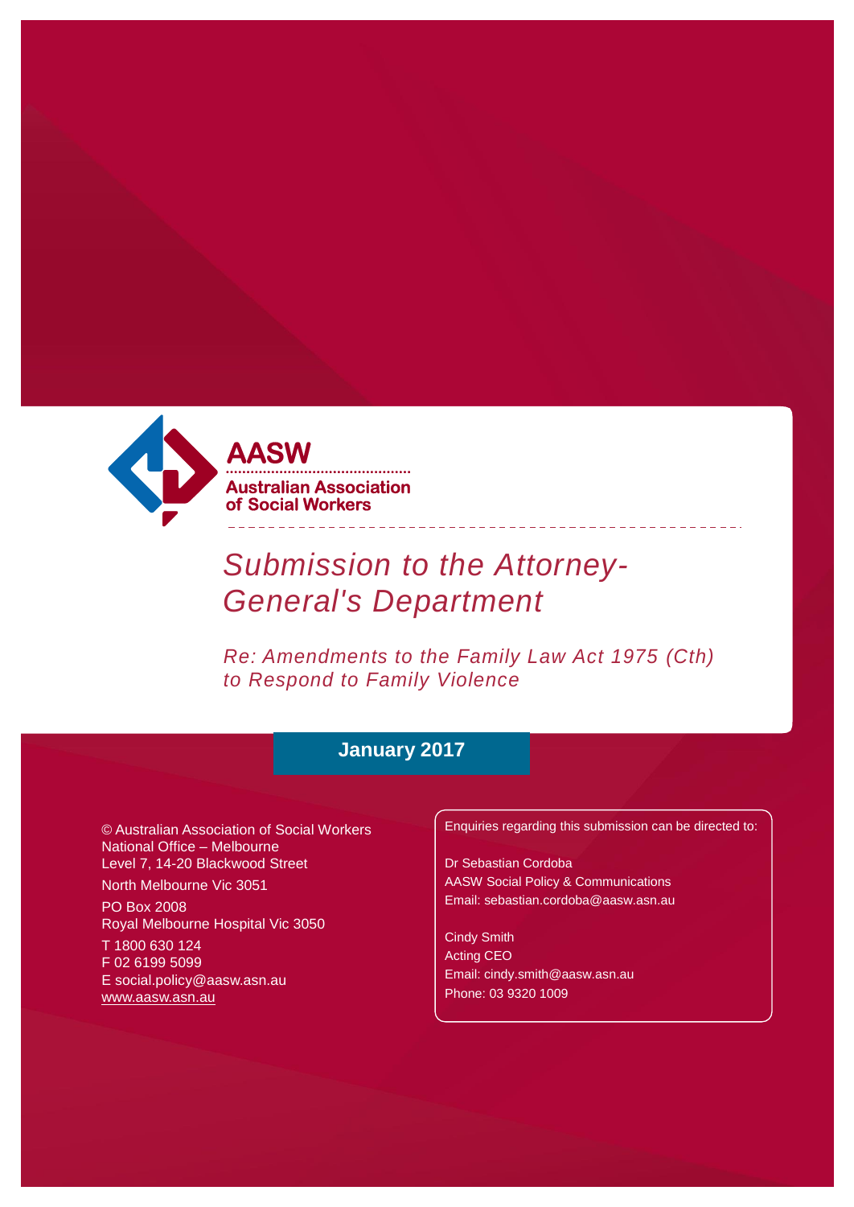**AASW**

**Australian Association of Social Workers**

# *Submission to the Attorney-General's Department*

## *Re: Amendments to the Family Law Act 1975 (Cth) to Respond to Family Violence*

**January 2017**

© Australian Association of Social Workers
National Office – Melbourne
Level 7, 14-20 Blackwood Street
North Melbourne Vic 3051

PO Box 2008
Royal Melbourne Hospital Vic 3050

T 1800 630 124
F 02 6199 5099
E social.policy@aasw.asn.au
www.aasw.asn.au

Enquiries regarding this submission can be directed to:

Dr Sebastian Cordoba
AASW Social Policy & Communications
Email: sebastian.cordoba@aasw.asn.au

Cindy Smith
Acting CEO
Email: cindy.smith@aasw.asn.au
Phone: 03 9320 1009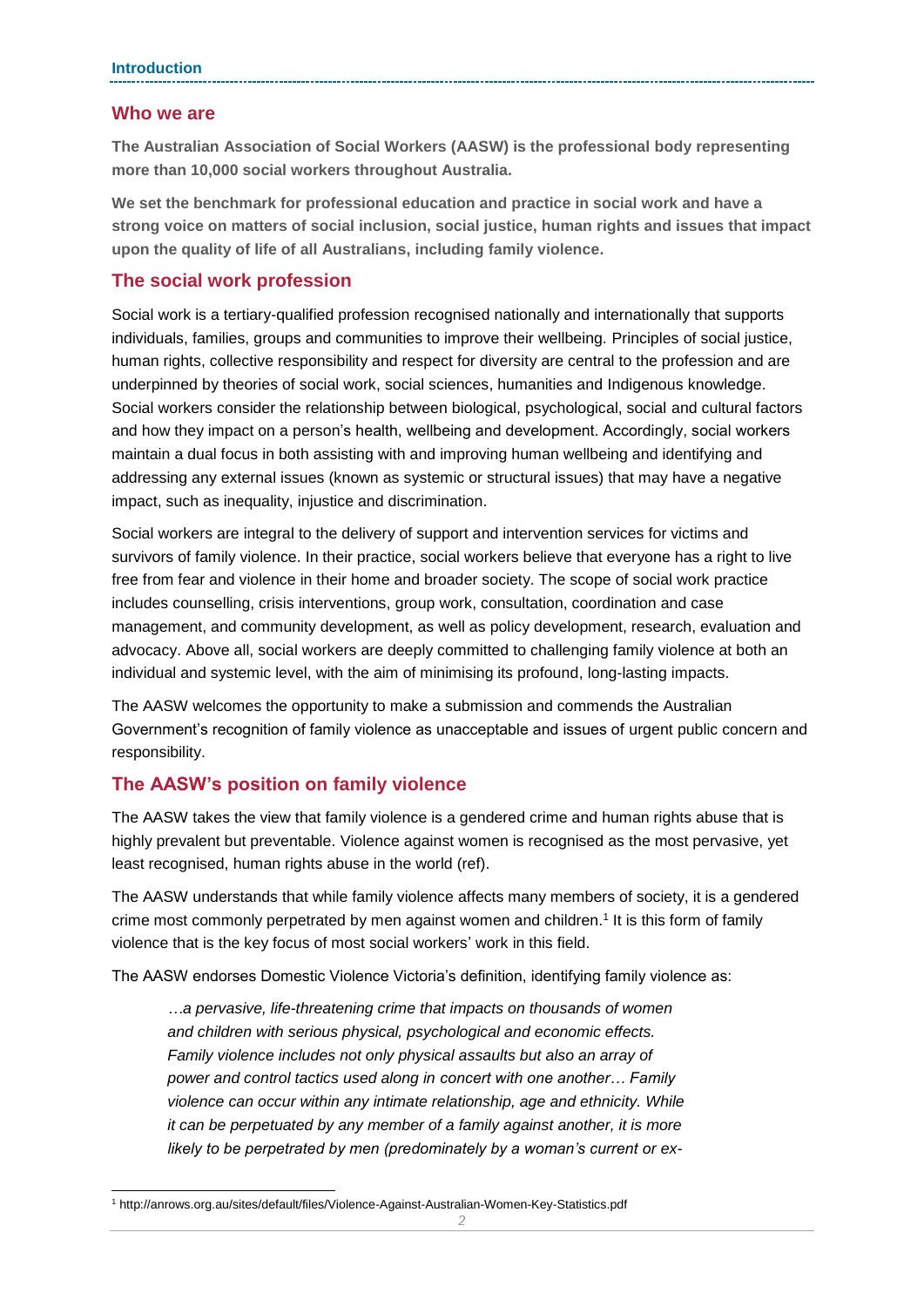## Who we are

**The Australian Association of Social Workers (AASW) is the professional body representing more than 10,000 social workers throughout Australia.**

**We set the benchmark for professional education and practice in social work and have a strong voice on matters of social inclusion, social justice, human rights and issues that impact upon the quality of life of all Australians, including family violence.**

## The social work profession

Social work is a tertiary-qualified profession recognised nationally and internationally that supports individuals, families, groups and communities to improve their wellbeing. Principles of social justice, human rights, collective responsibility and respect for diversity are central to the profession and are underpinned by theories of social work, social sciences, humanities and Indigenous knowledge. Social workers consider the relationship between biological, psychological, social and cultural factors and how they impact on a person's health, wellbeing and development. Accordingly, social workers maintain a dual focus in both assisting with and improving human wellbeing and identifying and addressing any external issues (known as systemic or structural issues) that may have a negative impact, such as inequality, injustice and discrimination.

Social workers are integral to the delivery of support and intervention services for victims and survivors of family violence. In their practice, social workers believe that everyone has a right to live free from fear and violence in their home and broader society. The scope of social work practice includes counselling, crisis interventions, group work, consultation, coordination and case management, and community development, as well as policy development, research, evaluation and advocacy. Above all, social workers are deeply committed to challenging family violence at both an individual and systemic level, with the aim of minimising its profound, long-lasting impacts.

The AASW welcomes the opportunity to make a submission and commends the Australian Government's recognition of family violence as unacceptable and issues of urgent public concern and responsibility.

## The AASW's position on family violence

The AASW takes the view that family violence is a gendered crime and human rights abuse that is highly prevalent but preventable. Violence against women is recognised as the most pervasive, yet least recognised, human rights abuse in the world (ref).

The AASW understands that while family violence affects many members of society, it is a gendered crime most commonly perpetrated by men against women and children.[1] It is this form of family violence that is the key focus of most social workers' work in this field.

The AASW endorses Domestic Violence Victoria's definition, identifying family violence as:

> *…a pervasive, life-threatening crime that impacts on thousands of women and children with serious physical, psychological and economic effects. Family violence includes not only physical assaults but also an array of power and control tactics used along in concert with one another… Family violence can occur within any intimate relationship, age and ethnicity. While it can be perpetuated by any member of a family against another, it is more likely to be perpetrated by men (predominately by a woman's current or ex-*

[1] http://anrows.org.au/sites/default/files/Violence-Against-Australian-Women-Key-Statistics.pdf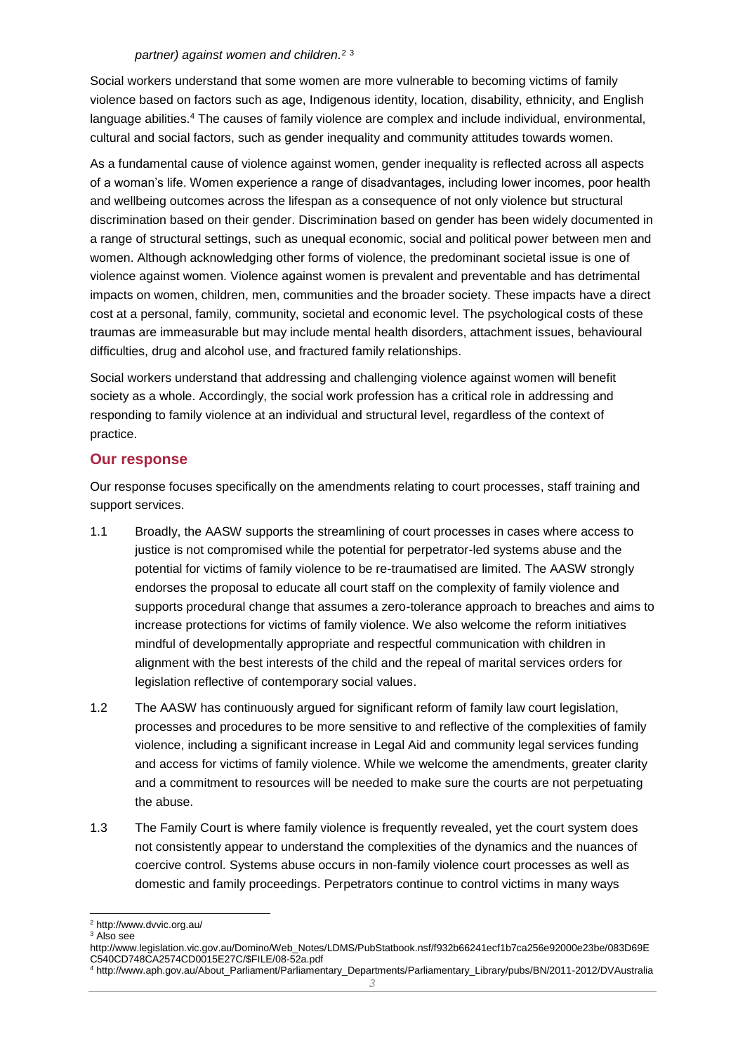*partner) against women and children.*[2] [3]

Social workers understand that some women are more vulnerable to becoming victims of family violence based on factors such as age, Indigenous identity, location, disability, ethnicity, and English language abilities.[4] The causes of family violence are complex and include individual, environmental, cultural and social factors, such as gender inequality and community attitudes towards women.

As a fundamental cause of violence against women, gender inequality is reflected across all aspects of a woman's life. Women experience a range of disadvantages, including lower incomes, poor health and wellbeing outcomes across the lifespan as a consequence of not only violence but structural discrimination based on their gender. Discrimination based on gender has been widely documented in a range of structural settings, such as unequal economic, social and political power between men and women. Although acknowledging other forms of violence, the predominant societal issue is one of violence against women. Violence against women is prevalent and preventable and has detrimental impacts on women, children, men, communities and the broader society. These impacts have a direct cost at a personal, family, community, societal and economic level. The psychological costs of these traumas are immeasurable but may include mental health disorders, attachment issues, behavioural difficulties, drug and alcohol use, and fractured family relationships.

Social workers understand that addressing and challenging violence against women will benefit society as a whole. Accordingly, the social work profession has a critical role in addressing and responding to family violence at an individual and structural level, regardless of the context of practice.

## Our response

Our response focuses specifically on the amendments relating to court processes, staff training and support services.

1.1 Broadly, the AASW supports the streamlining of court processes in cases where access to justice is not compromised while the potential for perpetrator-led systems abuse and the potential for victims of family violence to be re-traumatised are limited. The AASW strongly endorses the proposal to educate all court staff on the complexity of family violence and supports procedural change that assumes a zero-tolerance approach to breaches and aims to increase protections for victims of family violence. We also welcome the reform initiatives mindful of developmentally appropriate and respectful communication with children in alignment with the best interests of the child and the repeal of marital services orders for legislation reflective of contemporary social values.

1.2 The AASW has continuously argued for significant reform of family law court legislation, processes and procedures to be more sensitive to and reflective of the complexities of family violence, including a significant increase in Legal Aid and community legal services funding and access for victims of family violence. While we welcome the amendments, greater clarity and a commitment to resources will be needed to make sure the courts are not perpetuating the abuse.

1.3 The Family Court is where family violence is frequently revealed, yet the court system does not consistently appear to understand the complexities of the dynamics and the nuances of coercive control. Systems abuse occurs in non-family violence court processes as well as domestic and family proceedings. Perpetrators continue to control victims in many ways

---

[2] http://www.dvvic.org.au/

[3] Also see http://www.legislation.vic.gov.au/Domino/Web_Notes/LDMS/PubStatbook.nsf/f932b66241ecf1b7ca256e92000e23be/083D69EC540CD748CA2574CD0015E27C/$FILE/08-52a.pdf

[4] http://www.aph.gov.au/About_Parliament/Parliamentary_Departments/Parliamentary_Library/pubs/BN/2011-2012/DVAustralia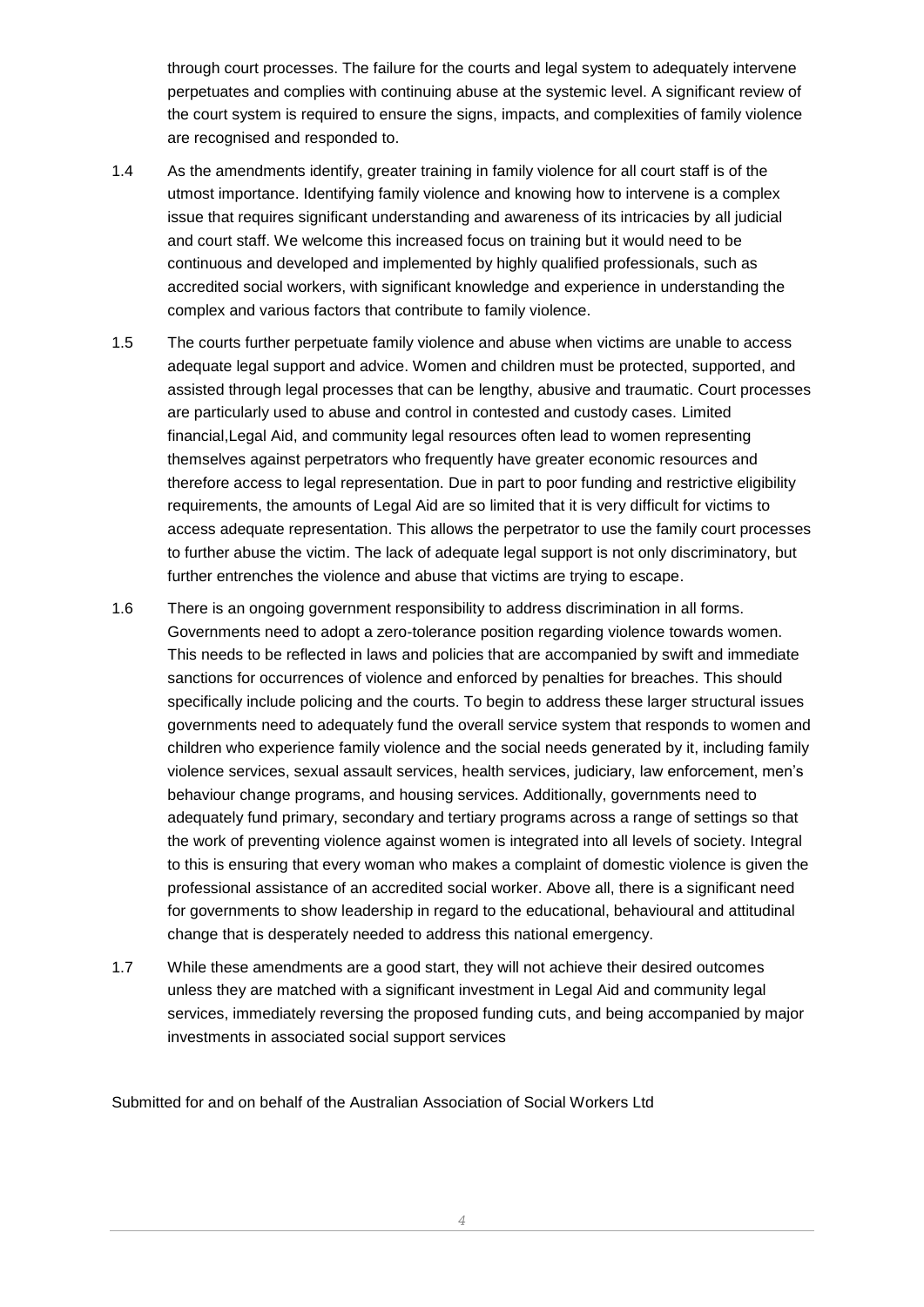through court processes. The failure for the courts and legal system to adequately intervene perpetuates and complies with continuing abuse at the systemic level. A significant review of the court system is required to ensure the signs, impacts, and complexities of family violence are recognised and responded to.

1.4 As the amendments identify, greater training in family violence for all court staff is of the utmost importance. Identifying family violence and knowing how to intervene is a complex issue that requires significant understanding and awareness of its intricacies by all judicial and court staff. We welcome this increased focus on training but it would need to be continuous and developed and implemented by highly qualified professionals, such as accredited social workers, with significant knowledge and experience in understanding the complex and various factors that contribute to family violence.

1.5 The courts further perpetuate family violence and abuse when victims are unable to access adequate legal support and advice. Women and children must be protected, supported, and assisted through legal processes that can be lengthy, abusive and traumatic. Court processes are particularly used to abuse and control in contested and custody cases. Limited financial,Legal Aid, and community legal resources often lead to women representing themselves against perpetrators who frequently have greater economic resources and therefore access to legal representation. Due in part to poor funding and restrictive eligibility requirements, the amounts of Legal Aid are so limited that it is very difficult for victims to access adequate representation. This allows the perpetrator to use the family court processes to further abuse the victim. The lack of adequate legal support is not only discriminatory, but further entrenches the violence and abuse that victims are trying to escape.

1.6 There is an ongoing government responsibility to address discrimination in all forms. Governments need to adopt a zero-tolerance position regarding violence towards women. This needs to be reflected in laws and policies that are accompanied by swift and immediate sanctions for occurrences of violence and enforced by penalties for breaches. This should specifically include policing and the courts. To begin to address these larger structural issues governments need to adequately fund the overall service system that responds to women and children who experience family violence and the social needs generated by it, including family violence services, sexual assault services, health services, judiciary, law enforcement, men's behaviour change programs, and housing services. Additionally, governments need to adequately fund primary, secondary and tertiary programs across a range of settings so that the work of preventing violence against women is integrated into all levels of society. Integral to this is ensuring that every woman who makes a complaint of domestic violence is given the professional assistance of an accredited social worker. Above all, there is a significant need for governments to show leadership in regard to the educational, behavioural and attitudinal change that is desperately needed to address this national emergency.

1.7 While these amendments are a good start, they will not achieve their desired outcomes unless they are matched with a significant investment in Legal Aid and community legal services, immediately reversing the proposed funding cuts, and being accompanied by major investments in associated social support services

Submitted for and on behalf of the Australian Association of Social Workers Ltd